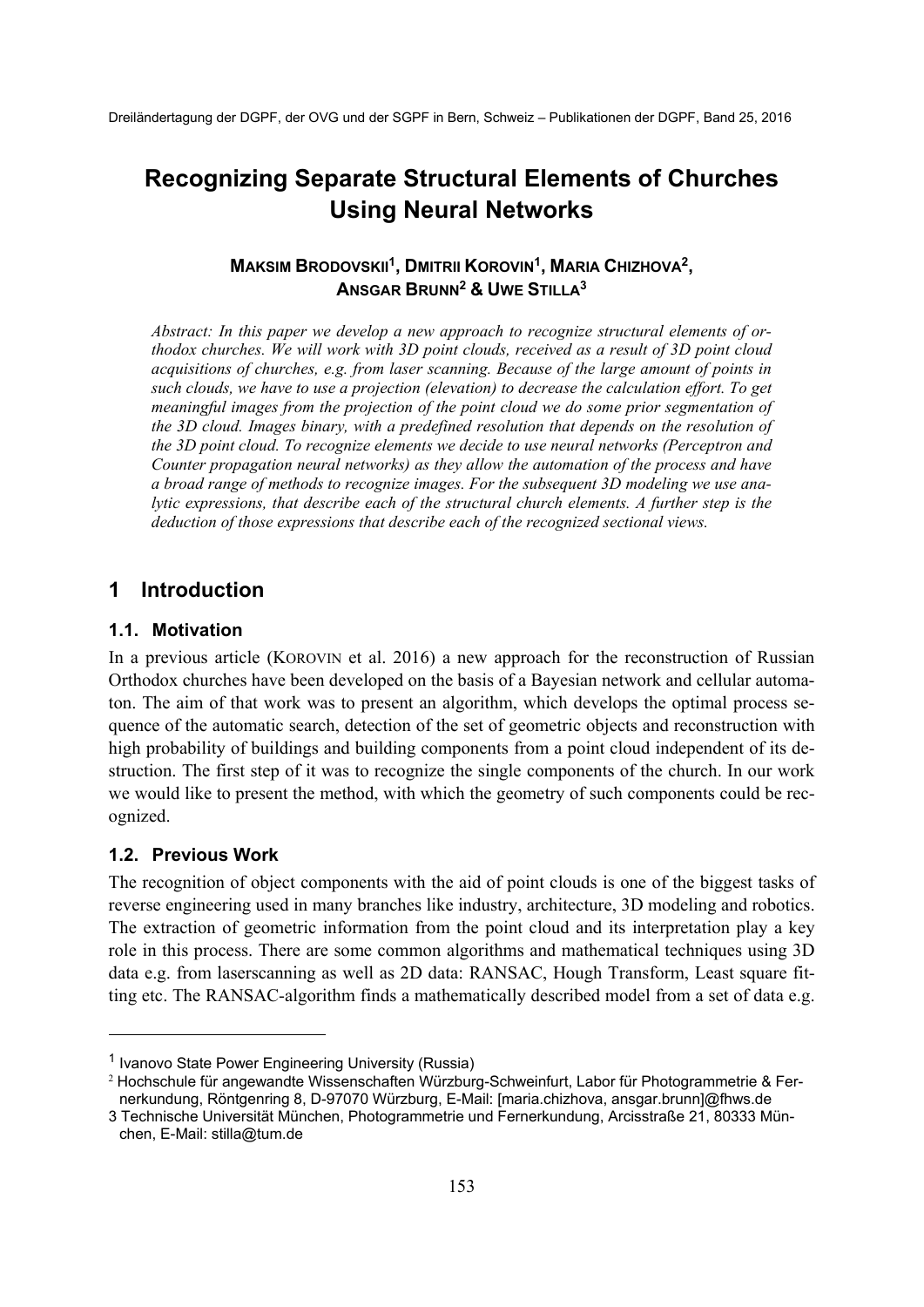# Recognizing Separate Structural Elements of Churches Using Neural Networks

**MAKSIM BRODOVSKII[1], DMITRII KOROVIN[1], MARIA CHIZHOVA[2], ANSGAR BRUNN[2] & UWE STILLA[3]**

*Abstract: In this paper we develop a new approach to recognize structural elements of orthodox churches. We will work with 3D point clouds, received as a result of 3D point cloud acquisitions of churches, e.g. from laser scanning. Because of the large amount of points in such clouds, we have to use a projection (elevation) to decrease the calculation effort. To get meaningful images from the projection of the point cloud we do some prior segmentation of the 3D cloud. Images binary, with a predefined resolution that depends on the resolution of the 3D point cloud. To recognize elements we decide to use neural networks (Perceptron and Counter propagation neural networks) as they allow the automation of the process and have a broad range of methods to recognize images. For the subsequent 3D modeling we use analytic expressions, that describe each of the structural church elements. A further step is the deduction of those expressions that describe each of the recognized sectional views.*

## 1 Introduction

### 1.1. Motivation

In a previous article (KOROVIN et al. 2016) a new approach for the reconstruction of Russian Orthodox churches have been developed on the basis of a Bayesian network and cellular automaton. The aim of that work was to present an algorithm, which develops the optimal process sequence of the automatic search, detection of the set of geometric objects and reconstruction with high probability of buildings and building components from a point cloud independent of its destruction. The first step of it was to recognize the single components of the church. In our work we would like to present the method, with which the geometry of such components could be recognized.

### 1.2. Previous Work

The recognition of object components with the aid of point clouds is one of the biggest tasks of reverse engineering used in many branches like industry, architecture, 3D modeling and robotics. The extraction of geometric information from the point cloud and its interpretation play a key role in this process. There are some common algorithms and mathematical techniques using 3D data e.g. from laserscanning as well as 2D data: RANSAC, Hough Transform, Least square fitting etc. The RANSAC-algorithm finds a mathematically described model from a set of data e.g.

---

[1] Ivanovo State Power Engineering University (Russia)

[2] Hochschule für angewandte Wissenschaften Würzburg-Schweinfurt, Labor für Photogrammetrie & Fernerkundung, Röntgenring 8, D-97070 Würzburg, E-Mail: [maria.chizhova, ansgar.brunn]@fhws.de

[3] Technische Universität München, Photogrammetrie und Fernerkundung, Arcisstraße 21, 80333 München, E-Mail: stilla@tum.de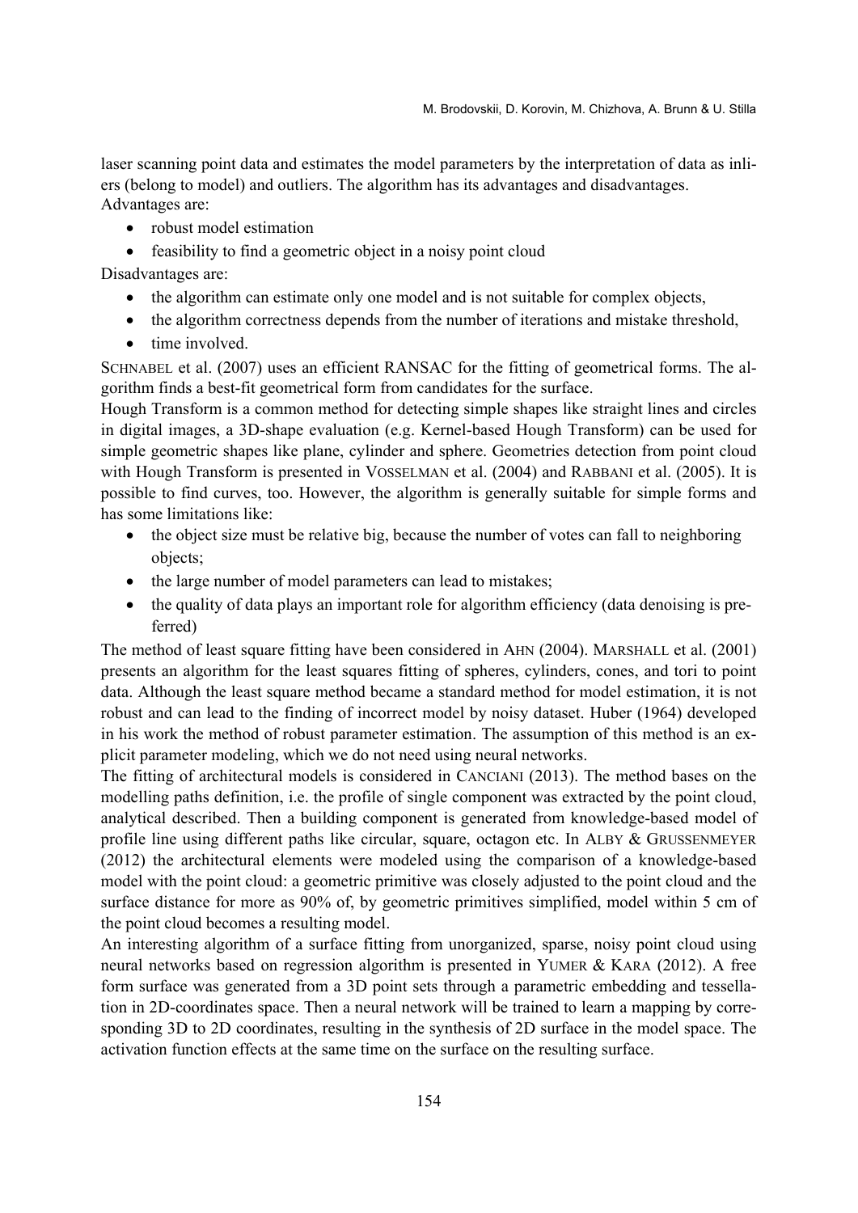laser scanning point data and estimates the model parameters by the interpretation of data as inliers (belong to model) and outliers. The algorithm has its advantages and disadvantages.
Advantages are:

- robust model estimation
- feasibility to find a geometric object in a noisy point cloud

Disadvantages are:

- the algorithm can estimate only one model and is not suitable for complex objects,
- the algorithm correctness depends from the number of iterations and mistake threshold,
- time involved.

SCHNABEL et al. (2007) uses an efficient RANSAC for the fitting of geometrical forms. The algorithm finds a best-fit geometrical form from candidates for the surface.
Hough Transform is a common method for detecting simple shapes like straight lines and circles in digital images, a 3D-shape evaluation (e.g. Kernel-based Hough Transform) can be used for simple geometric shapes like plane, cylinder and sphere. Geometries detection from point cloud with Hough Transform is presented in VOSSELMAN et al. (2004) and RABBANI et al. (2005). It is possible to find curves, too. However, the algorithm is generally suitable for simple forms and has some limitations like:

- the object size must be relative big, because the number of votes can fall to neighboring objects;
- the large number of model parameters can lead to mistakes;
- the quality of data plays an important role for algorithm efficiency (data denoising is preferred)

The method of least square fitting have been considered in AHN (2004). MARSHALL et al. (2001) presents an algorithm for the least squares fitting of spheres, cylinders, cones, and tori to point data. Although the least square method became a standard method for model estimation, it is not robust and can lead to the finding of incorrect model by noisy dataset. Huber (1964) developed in his work the method of robust parameter estimation. The assumption of this method is an explicit parameter modeling, which we do not need using neural networks.
The fitting of architectural models is considered in CANCIANI (2013). The method bases on the modelling paths definition, i.e. the profile of single component was extracted by the point cloud, analytical described. Then a building component is generated from knowledge-based model of profile line using different paths like circular, square, octagon etc. In ALBY & GRUSSENMEYER (2012) the architectural elements were modeled using the comparison of a knowledge-based model with the point cloud: a geometric primitive was closely adjusted to the point cloud and the surface distance for more as 90% of, by geometric primitives simplified, model within 5 cm of the point cloud becomes a resulting model.
An interesting algorithm of a surface fitting from unorganized, sparse, noisy point cloud using neural networks based on regression algorithm is presented in YUMER & KARA (2012). A free form surface was generated from a 3D point sets through a parametric embedding and tessellation in 2D-coordinates space. Then a neural network will be trained to learn a mapping by corresponding 3D to 2D coordinates, resulting in the synthesis of 2D surface in the model space. The activation function effects at the same time on the surface on the resulting surface.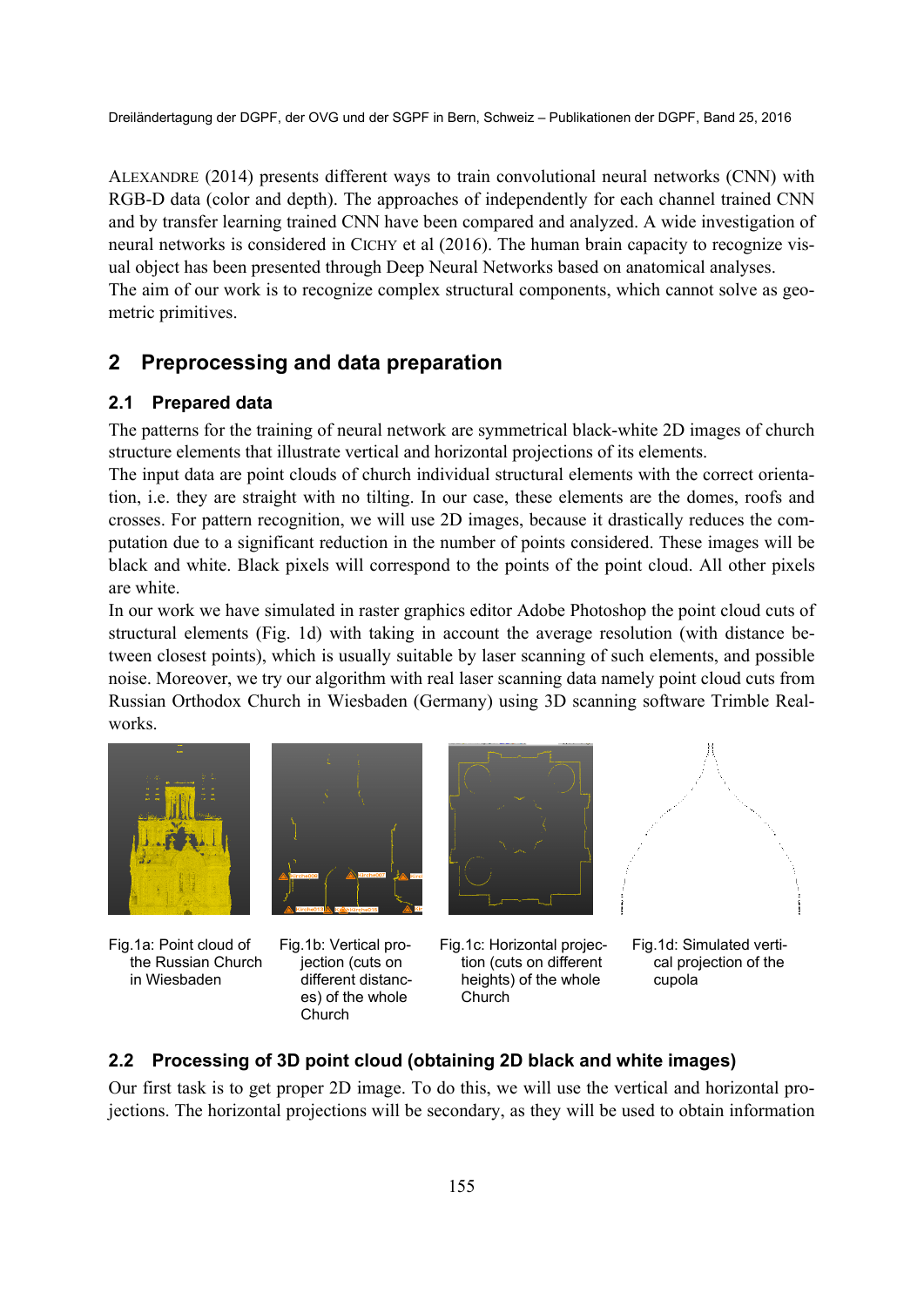ALEXANDRE (2014) presents different ways to train convolutional neural networks (CNN) with RGB-D data (color and depth). The approaches of independently for each channel trained CNN and by transfer learning trained CNN have been compared and analyzed. A wide investigation of neural networks is considered in CICHY et al (2016). The human brain capacity to recognize visual object has been presented through Deep Neural Networks based on anatomical analyses.
The aim of our work is to recognize complex structural components, which cannot solve as geometric primitives.

## 2 Preprocessing and data preparation

### 2.1 Prepared data

The patterns for the training of neural network are symmetrical black-white 2D images of church structure elements that illustrate vertical and horizontal projections of its elements.
The input data are point clouds of church individual structural elements with the correct orientation, i.e. they are straight with no tilting. In our case, these elements are the domes, roofs and crosses. For pattern recognition, we will use 2D images, because it drastically reduces the computation due to a significant reduction in the number of points considered. These images will be black and white. Black pixels will correspond to the points of the point cloud. All other pixels are white.
In our work we have simulated in raster graphics editor Adobe Photoshop the point cloud cuts of structural elements (Fig. 1d) with taking in account the average resolution (with distance between closest points), which is usually suitable by laser scanning of such elements, and possible noise. Moreover, we try our algorithm with real laser scanning data namely point cloud cuts from Russian Orthodox Church in Wiesbaden (Germany) using 3D scanning software Trimble Realworks.

Fig.1a: Point cloud of the Russian Church in Wiesbaden

Fig.1b: Vertical projection (cuts on different distances) of the whole Church

Fig.1c: Horizontal projection (cuts on different heights) of the whole Church

Fig.1d: Simulated vertical projection of the cupola

### 2.2 Processing of 3D point cloud (obtaining 2D black and white images)

Our first task is to get proper 2D image. To do this, we will use the vertical and horizontal projections. The horizontal projections will be secondary, as they will be used to obtain information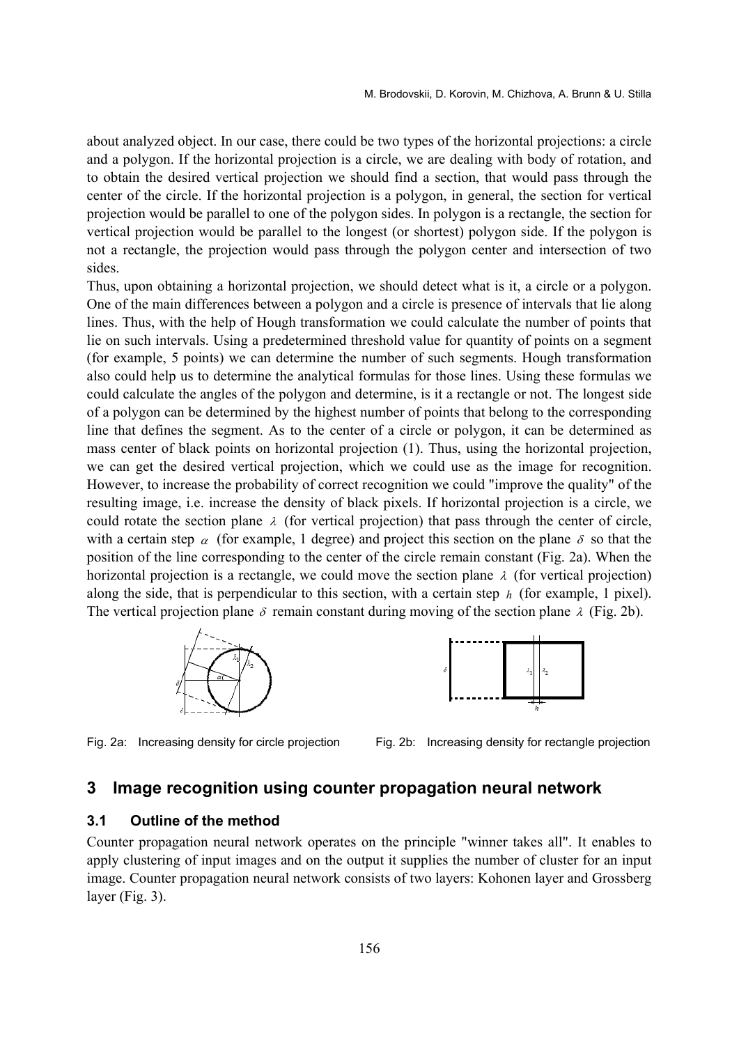about analyzed object. In our case, there could be two types of the horizontal projections: a circle and a polygon. If the horizontal projection is a circle, we are dealing with body of rotation, and to obtain the desired vertical projection we should find a section, that would pass through the center of the circle. If the horizontal projection is a polygon, in general, the section for vertical projection would be parallel to one of the polygon sides. In polygon is a rectangle, the section for vertical projection would be parallel to the longest (or shortest) polygon side. If the polygon is not a rectangle, the projection would pass through the polygon center and intersection of two sides.

Thus, upon obtaining a horizontal projection, we should detect what is it, a circle or a polygon. One of the main differences between a polygon and a circle is presence of intervals that lie along lines. Thus, with the help of Hough transformation we could calculate the number of points that lie on such intervals. Using a predetermined threshold value for quantity of points on a segment (for example, 5 points) we can determine the number of such segments. Hough transformation also could help us to determine the analytical formulas for those lines. Using these formulas we could calculate the angles of the polygon and determine, is it a rectangle or not. The longest side of a polygon can be determined by the highest number of points that belong to the corresponding line that defines the segment. As to the center of a circle or polygon, it can be determined as mass center of black points on horizontal projection (1). Thus, using the horizontal projection, we can get the desired vertical projection, which we could use as the image for recognition. However, to increase the probability of correct recognition we could "improve the quality" of the resulting image, i.e. increase the density of black pixels. If horizontal projection is a circle, we could rotate the section plane $\lambda$ (for vertical projection) that pass through the center of circle, with a certain step $\alpha$ (for example, 1 degree) and project this section on the plane $\delta$ so that the position of the line corresponding to the center of the circle remain constant (Fig. 2a). When the horizontal projection is a rectangle, we could move the section plane $\lambda$ (for vertical projection) along the side, that is perpendicular to this section, with a certain step $h$ (for example, 1 pixel). The vertical projection plane $\delta$ remain constant during moving of the section plane $\lambda$ (Fig. 2b).

Fig. 2a: Increasing density for circle projection

Fig. 2b: Increasing density for rectangle projection

## 3 Image recognition using counter propagation neural network

### 3.1 Outline of the method

Counter propagation neural network operates on the principle "winner takes all". It enables to apply clustering of input images and on the output it supplies the number of cluster for an input image. Counter propagation neural network consists of two layers: Kohonen layer and Grossberg layer (Fig. 3).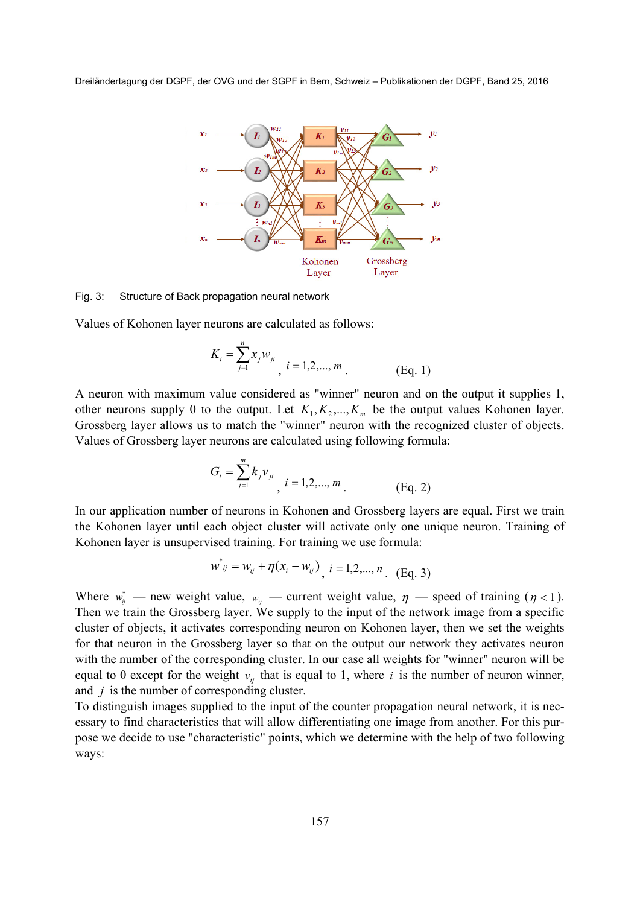Fig. 3: Structure of Back propagation neural network

Values of Kohonen layer neurons are calculated as follows:

$$K_i = \sum_{j=1}^{n} x_j w_{ji} \text{ , } i = 1,2,..., m \text{ .} \qquad \text{(Eq. 1)}$$

A neuron with maximum value considered as "winner" neuron and on the output it supplies 1, other neurons supply 0 to the output. Let $K_1, K_2, ..., K_m$ be the output values Kohonen layer. Grossberg layer allows us to match the "winner" neuron with the recognized cluster of objects. Values of Grossberg layer neurons are calculated using following formula:

$$G_i = \sum_{j=1}^{m} k_j v_{ji} \text{ , } i = 1,2,..., m \text{ .} \qquad \text{(Eq. 2)}$$

In our application number of neurons in Kohonen and Grossberg layers are equal. First we train the Kohonen layer until each object cluster will activate only one unique neuron. Training of Kohonen layer is unsupervised training. For training we use formula:

$$w^*_{ij} = w_{ij} + \eta(x_i - w_{ij}) \text{ , } i = 1,2,..., n \text{ .} \qquad \text{(Eq. 3)}$$

Where $w^*_{ij}$ — new weight value, $w_{ij}$ — current weight value, $\eta$ — speed of training ($\eta < 1$). Then we train the Grossberg layer. We supply to the input of the network image from a specific cluster of objects, it activates corresponding neuron on Kohonen layer, then we set the weights for that neuron in the Grossberg layer so that on the output our network they activates neuron with the number of the corresponding cluster. In our case all weights for "winner" neuron will be equal to 0 except for the weight $v_{ij}$ that is equal to 1, where $i$ is the number of neuron winner, and $j$ is the number of corresponding cluster.

To distinguish images supplied to the input of the counter propagation neural network, it is necessary to find characteristics that will allow differentiating one image from another. For this purpose we decide to use "characteristic" points, which we determine with the help of two following ways: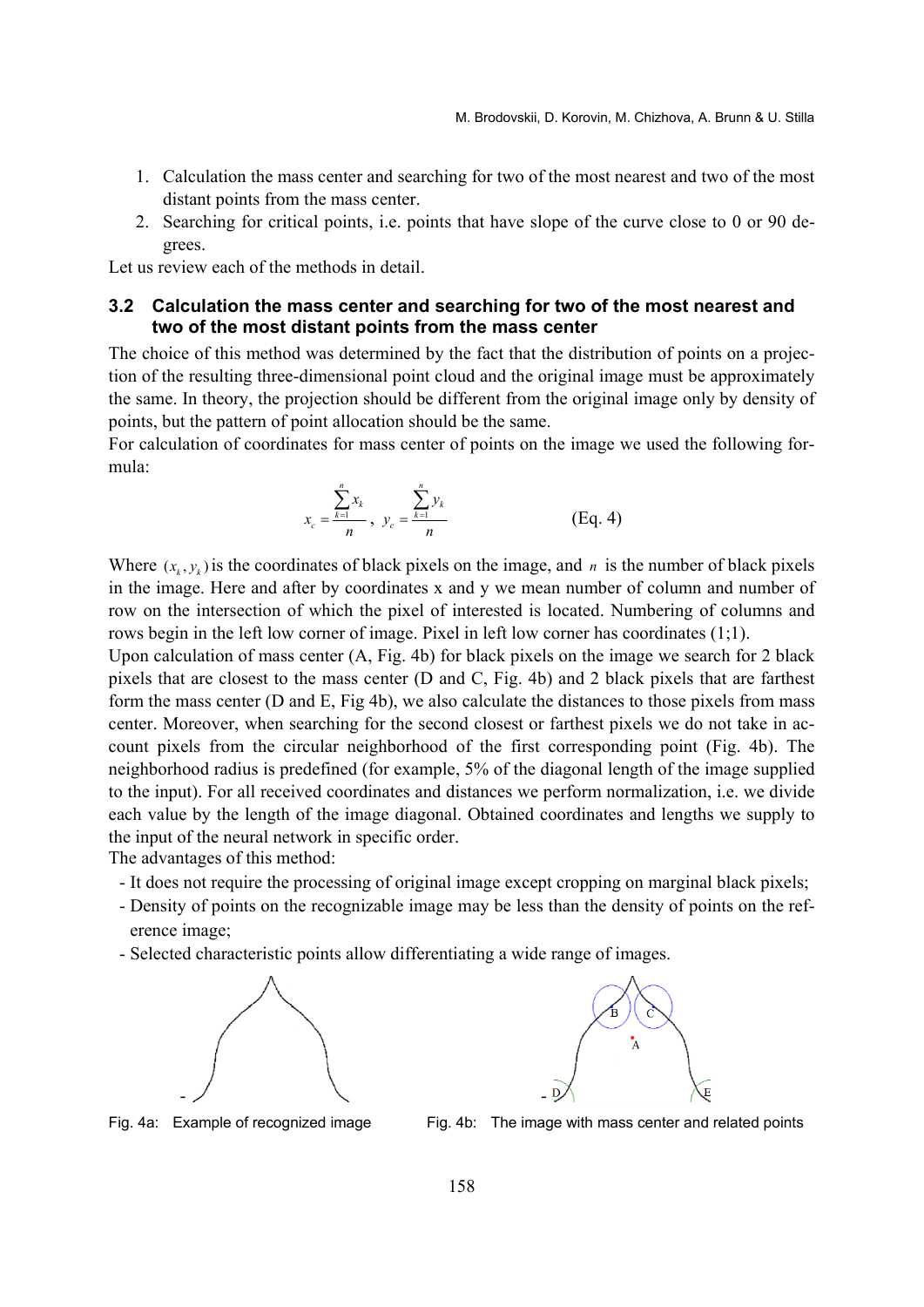1. Calculation the mass center and searching for two of the most nearest and two of the most distant points from the mass center.
2. Searching for critical points, i.e. points that have slope of the curve close to 0 or 90 degrees.

Let us review each of the methods in detail.

### 3.2 Calculation the mass center and searching for two of the most nearest and two of the most distant points from the mass center

The choice of this method was determined by the fact that the distribution of points on a projection of the resulting three-dimensional point cloud and the original image must be approximately the same. In theory, the projection should be different from the original image only by density of points, but the pattern of point allocation should be the same.

For calculation of coordinates for mass center of points on the image we used the following formula:

$$x_c = \frac{\sum_{k=1}^{n} x_k}{n}, \quad y_c = \frac{\sum_{k=1}^{n} y_k}{n} \qquad \text{(Eq. 4)}$$

Where $(x_k, y_k)$ is the coordinates of black pixels on the image, and $n$ is the number of black pixels in the image. Here and after by coordinates x and y we mean number of column and number of row on the intersection of which the pixel of interested is located. Numbering of columns and rows begin in the left low corner of image. Pixel in left low corner has coordinates (1;1).

Upon calculation of mass center (A, Fig. 4b) for black pixels on the image we search for 2 black pixels that are closest to the mass center (D and C, Fig. 4b) and 2 black pixels that are farthest form the mass center (D and E, Fig 4b), we also calculate the distances to those pixels from mass center. Moreover, when searching for the second closest or farthest pixels we do not take in account pixels from the circular neighborhood of the first corresponding point (Fig. 4b). The neighborhood radius is predefined (for example, 5% of the diagonal length of the image supplied to the input). For all received coordinates and distances we perform normalization, i.e. we divide each value by the length of the image diagonal. Obtained coordinates and lengths we supply to the input of the neural network in specific order.

The advantages of this method:

- It does not require the processing of original image except cropping on marginal black pixels;
- Density of points on the recognizable image may be less than the density of points on the reference image;
- Selected characteristic points allow differentiating a wide range of images.

Fig. 4a: Example of recognized image

Fig. 4b: The image with mass center and related points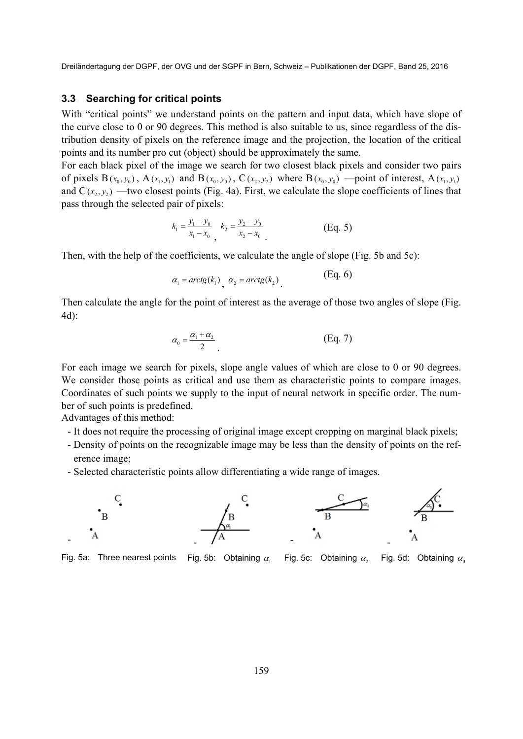### 3.3 Searching for critical points

With "critical points" we understand points on the pattern and input data, which have slope of the curve close to 0 or 90 degrees. This method is also suitable to us, since regardless of the distribution density of pixels on the reference image and the projection, the location of the critical points and its number pro cut (object) should be approximately the same.

For each black pixel of the image we search for two closest black pixels and consider two pairs of pixels $B(x_0, y_0)$, $A(x_1, y_1)$ and $B(x_0, y_0)$, $C(x_2, y_2)$ where $B(x_0, y_0)$ —point of interest, $A(x_1, y_1)$ and $C(x_2, y_2)$ —two closest points (Fig. 4a). First, we calculate the slope coefficients of lines that pass through the selected pair of pixels:

$$k_1 = \frac{y_1 - y_0}{x_1 - x_0}, \quad k_2 = \frac{y_2 - y_0}{x_2 - x_0}. \qquad \text{(Eq. 5)}$$

Then, with the help of the coefficients, we calculate the angle of slope (Fig. 5b and 5c):

$$\alpha_1 = arctg(k_1), \quad \alpha_2 = arctg(k_2). \qquad \text{(Eq. 6)}$$

Then calculate the angle for the point of interest as the average of those two angles of slope (Fig. 4d):

$$\alpha_0 = \frac{\alpha_1 + \alpha_2}{2}. \qquad \text{(Eq. 7)}$$

For each image we search for pixels, slope angle values of which are close to 0 or 90 degrees. We consider those points as critical and use them as characteristic points to compare images. Coordinates of such points we supply to the input of neural network in specific order. The number of such points is predefined.

Advantages of this method:

- It does not require the processing of original image except cropping on marginal black pixels;
- Density of points on the recognizable image may be less than the density of points on the reference image;
- Selected characteristic points allow differentiating a wide range of images.

Fig. 5a: Three nearest points

Fig. 5b: Obtaining $\alpha_1$

Fig. 5c: Obtaining $\alpha_2$

Fig. 5d: Obtaining $\alpha_0$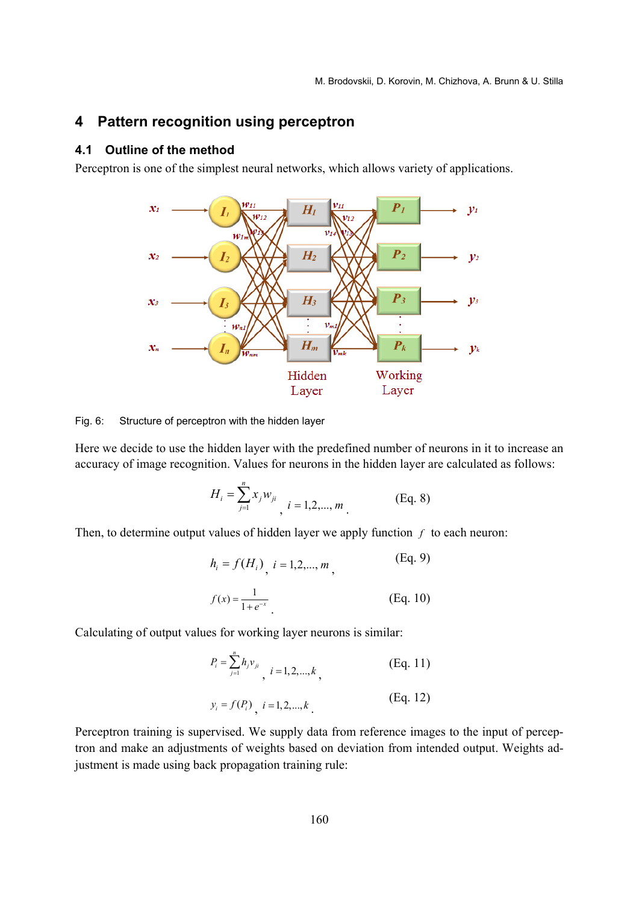## 4 Pattern recognition using perceptron

### 4.1 Outline of the method

Perceptron is one of the simplest neural networks, which allows variety of applications.

Fig. 6: Structure of perceptron with the hidden layer

Here we decide to use the hidden layer with the predefined number of neurons in it to increase an accuracy of image recognition. Values for neurons in the hidden layer are calculated as follows:

$$H_i = \sum_{j=1}^{n} x_j w_{ji}, \quad i = 1,2,...,m. \tag{Eq. 8}$$

Then, to determine output values of hidden layer we apply function $f$ to each neuron:

$$h_i = f(H_i), \quad i = 1,2,...,m, \tag{Eq. 9}$$

$$f(x) = \frac{1}{1+e^{-x}}. \tag{Eq. 10}$$

Calculating of output values for working layer neurons is similar:

$$P_i = \sum_{j=1}^{n} h_j v_{ji}, \quad i = 1,2,...,k, \tag{Eq. 11}$$

$$y_i = f(P_i), \quad i = 1,2,...,k. \tag{Eq. 12}$$

Perceptron training is supervised. We supply data from reference images to the input of perceptron and make an adjustments of weights based on deviation from intended output. Weights adjustment is made using back propagation training rule: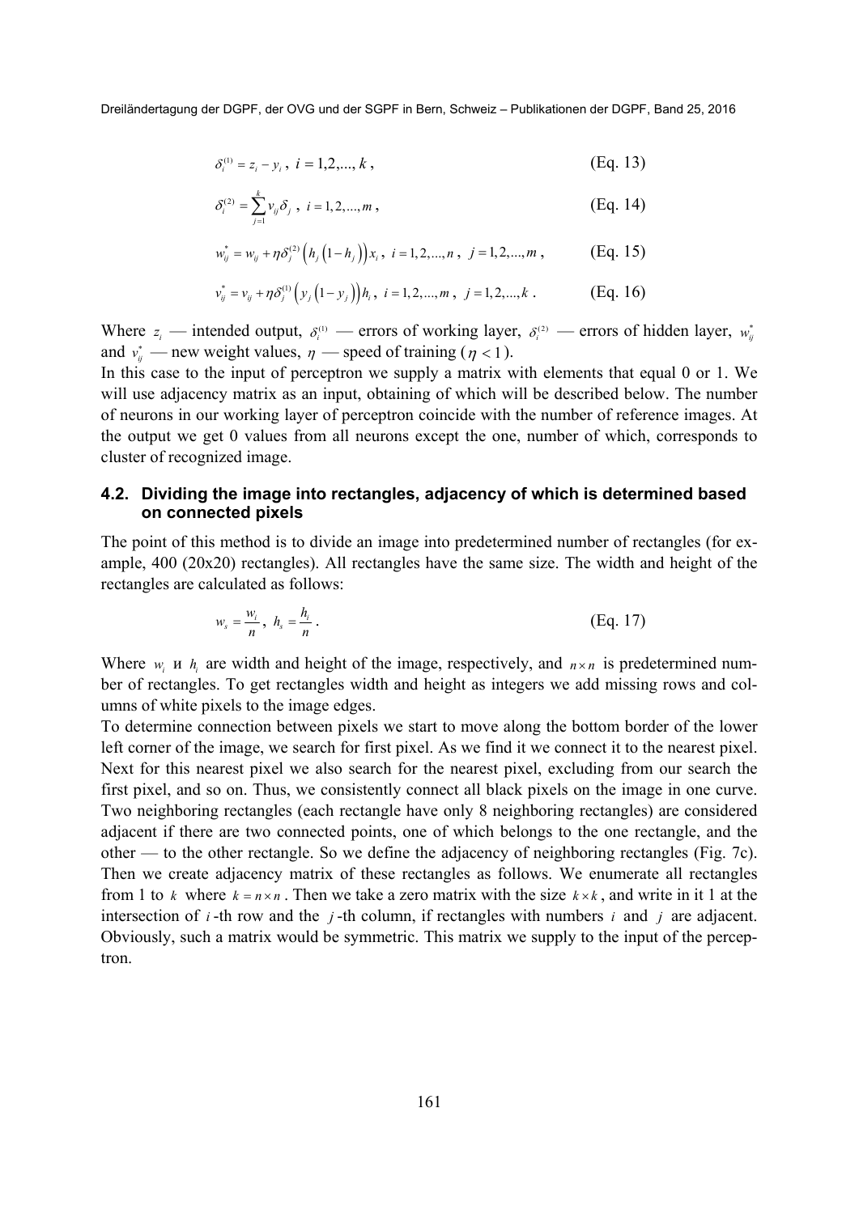$$\delta_i^{(1)} = z_i - y_i \,,\; i = 1,2,...,k \,, \tag{Eq. 13}$$

$$\delta_i^{(2)} = \sum_{j=1}^{k} v_{ij}\delta_j \,,\; i = 1,2,...,m \,, \tag{Eq. 14}$$

$$w_{ij}^* = w_{ij} + \eta\delta_j^{(2)}\left(h_j\left(1-h_j\right)\right)x_i \,,\; i = 1,2,...,n \,,\; j = 1,2,...,m \,, \tag{Eq. 15}$$

$$v_{ij}^* = v_{ij} + \eta\delta_j^{(1)}\left(y_j\left(1-y_j\right)\right)h_i \,,\; i = 1,2,...,m \,,\; j = 1,2,...,k \,. \tag{Eq. 16}$$

Where $z_i$ — intended output, $\delta_i^{(1)}$ — errors of working layer, $\delta_i^{(2)}$ — errors of hidden layer, $w_{ij}^*$ and $v_{ij}^*$ — new weight values, $\eta$ — speed of training ($\eta < 1$).

In this case to the input of perceptron we supply a matrix with elements that equal 0 or 1. We will use adjacency matrix as an input, obtaining of which will be described below. The number of neurons in our working layer of perceptron coincide with the number of reference images. At the output we get 0 values from all neurons except the one, number of which, corresponds to cluster of recognized image.

### 4.2. Dividing the image into rectangles, adjacency of which is determined based on connected pixels

The point of this method is to divide an image into predetermined number of rectangles (for example, 400 (20x20) rectangles). All rectangles have the same size. The width and height of the rectangles are calculated as follows:

$$w_s = \frac{w_i}{n} \,,\; h_s = \frac{h_i}{n} \,. \tag{Eq. 17}$$

Where $w_i$ и $h_i$ are width and height of the image, respectively, and $n \times n$ is predetermined number of rectangles. To get rectangles width and height as integers we add missing rows and columns of white pixels to the image edges.

To determine connection between pixels we start to move along the bottom border of the lower left corner of the image, we search for first pixel. As we find it we connect it to the nearest pixel. Next for this nearest pixel we also search for the nearest pixel, excluding from our search the first pixel, and so on. Thus, we consistently connect all black pixels on the image in one curve. Two neighboring rectangles (each rectangle have only 8 neighboring rectangles) are considered adjacent if there are two connected points, one of which belongs to the one rectangle, and the other — to the other rectangle. So we define the adjacency of neighboring rectangles (Fig. 7c). Then we create adjacency matrix of these rectangles as follows. We enumerate all rectangles from 1 to $k$ where $k = n \times n$. Then we take a zero matrix with the size $k \times k$, and write in it 1 at the intersection of $i$-th row and the $j$-th column, if rectangles with numbers $i$ and $j$ are adjacent. Obviously, such a matrix would be symmetric. This matrix we supply to the input of the perceptron.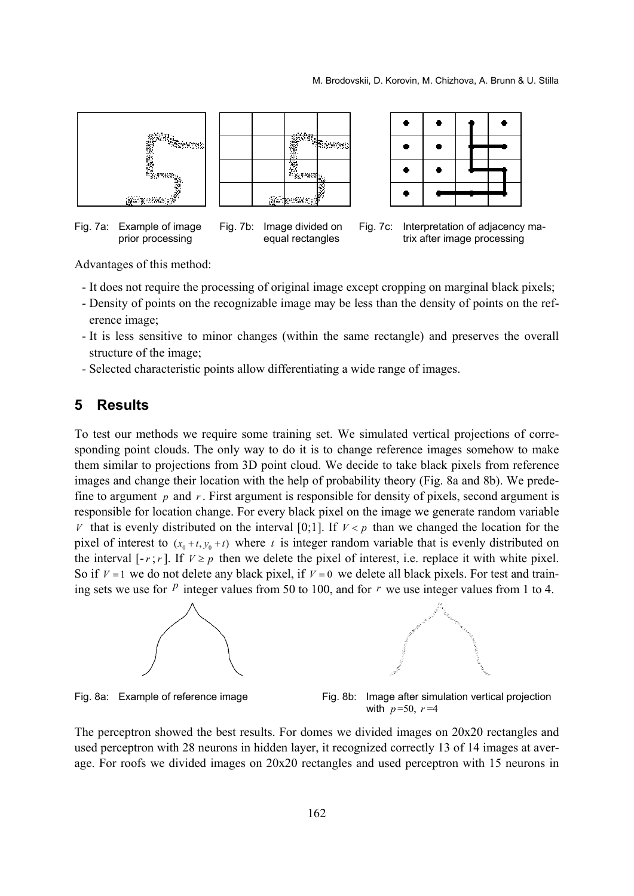Fig. 7a: Example of image prior processing

Fig. 7b: Image divided on equal rectangles

Fig. 7c: Interpretation of adjacency matrix after image processing

Advantages of this method:

- It does not require the processing of original image except cropping on marginal black pixels;
- Density of points on the recognizable image may be less than the density of points on the reference image;
- It is less sensitive to minor changes (within the same rectangle) and preserves the overall structure of the image;
- Selected characteristic points allow differentiating a wide range of images.

## 5 Results

To test our methods we require some training set. We simulated vertical projections of corresponding point clouds. The only way to do it is to change reference images somehow to make them similar to projections from 3D point cloud. We decide to take black pixels from reference images and change their location with the help of probability theory (Fig. 8a and 8b). We predefine to argument $p$ and $r$. First argument is responsible for density of pixels, second argument is responsible for location change. For every black pixel on the image we generate random variable $V$ that is evenly distributed on the interval [0;1]. If $V < p$ than we changed the location for the pixel of interest to $(x_0 + t, y_0 + t)$ where $t$ is integer random variable that is evenly distributed on the interval $[-r; r]$. If $V \geq p$ then we delete the pixel of interest, i.e. replace it with white pixel. So if $V = 1$ we do not delete any black pixel, if $V = 0$ we delete all black pixels. For test and training sets we use for $p$ integer values from 50 to 100, and for $r$ we use integer values from 1 to 4.

Fig. 8a: Example of reference image

Fig. 8b: Image after simulation vertical projection with $p$=50, $r$=4

The perceptron showed the best results. For domes we divided images on 20x20 rectangles and used perceptron with 28 neurons in hidden layer, it recognized correctly 13 of 14 images at average. For roofs we divided images on 20x20 rectangles and used perceptron with 15 neurons in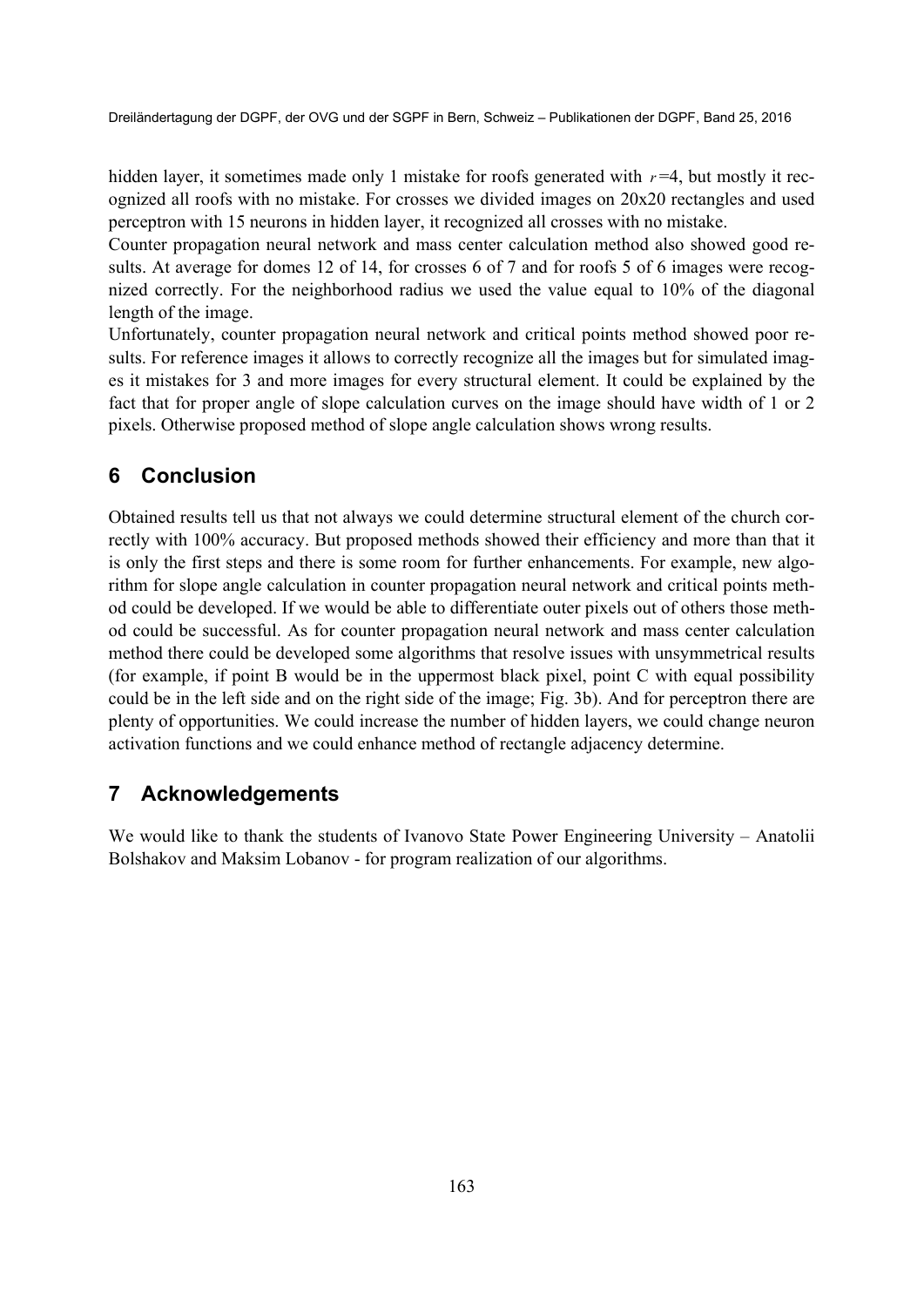hidden layer, it sometimes made only 1 mistake for roofs generated with $r=4$, but mostly it recognized all roofs with no mistake. For crosses we divided images on 20x20 rectangles and used perceptron with 15 neurons in hidden layer, it recognized all crosses with no mistake.

Counter propagation neural network and mass center calculation method also showed good results. At average for domes 12 of 14, for crosses 6 of 7 and for roofs 5 of 6 images were recognized correctly. For the neighborhood radius we used the value equal to 10% of the diagonal length of the image.

Unfortunately, counter propagation neural network and critical points method showed poor results. For reference images it allows to correctly recognize all the images but for simulated images it mistakes for 3 and more images for every structural element. It could be explained by the fact that for proper angle of slope calculation curves on the image should have width of 1 or 2 pixels. Otherwise proposed method of slope angle calculation shows wrong results.

## 6 Conclusion

Obtained results tell us that not always we could determine structural element of the church correctly with 100% accuracy. But proposed methods showed their efficiency and more than that it is only the first steps and there is some room for further enhancements. For example, new algorithm for slope angle calculation in counter propagation neural network and critical points method could be developed. If we would be able to differentiate outer pixels out of others those method could be successful. As for counter propagation neural network and mass center calculation method there could be developed some algorithms that resolve issues with unsymmetrical results (for example, if point B would be in the uppermost black pixel, point C with equal possibility could be in the left side and on the right side of the image; Fig. 3b). And for perceptron there are plenty of opportunities. We could increase the number of hidden layers, we could change neuron activation functions and we could enhance method of rectangle adjacency determine.

## 7 Acknowledgements

We would like to thank the students of Ivanovo State Power Engineering University – Anatolii Bolshakov and Maksim Lobanov - for program realization of our algorithms.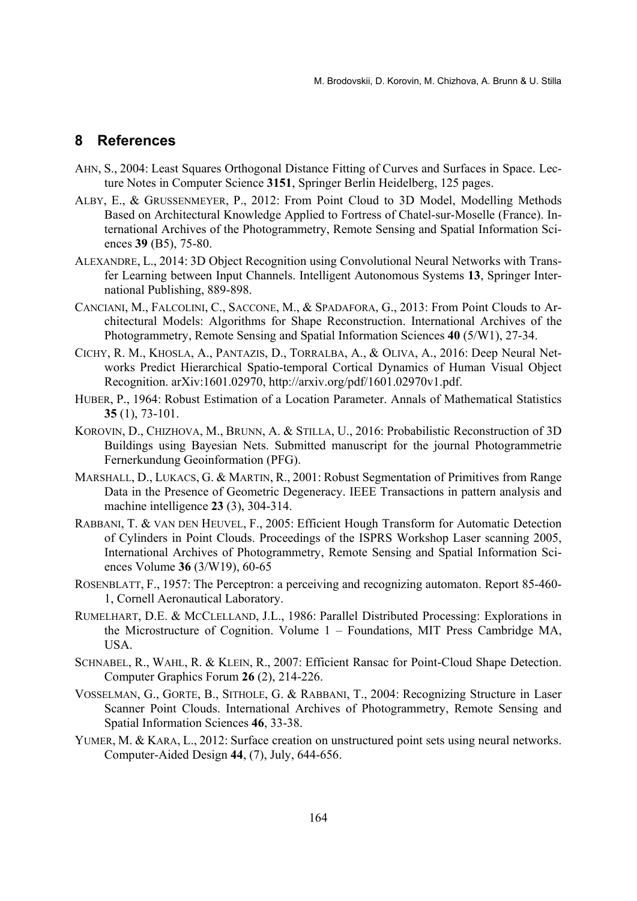## 8 References

AHN, S., 2004: Least Squares Orthogonal Distance Fitting of Curves and Surfaces in Space. Lecture Notes in Computer Science **3151**, Springer Berlin Heidelberg, 125 pages.

ALBY, E., & GRUSSENMEYER, P., 2012: From Point Cloud to 3D Model, Modelling Methods Based on Architectural Knowledge Applied to Fortress of Chatel-sur-Moselle (France). International Archives of the Photogrammetry, Remote Sensing and Spatial Information Sciences **39** (B5), 75-80.

ALEXANDRE, L., 2014: 3D Object Recognition using Convolutional Neural Networks with Transfer Learning between Input Channels. Intelligent Autonomous Systems **13**, Springer International Publishing, 889-898.

CANCIANI, M., FALCOLINI, C., SACCONE, M., & SPADAFORA, G., 2013: From Point Clouds to Architectural Models: Algorithms for Shape Reconstruction. International Archives of the Photogrammetry, Remote Sensing and Spatial Information Sciences **40** (5/W1), 27-34.

CICHY, R. M., KHOSLA, A., PANTAZIS, D., TORRALBA, A., & OLIVA, A., 2016: Deep Neural Networks Predict Hierarchical Spatio-temporal Cortical Dynamics of Human Visual Object Recognition. arXiv:1601.02970, http://arxiv.org/pdf/1601.02970v1.pdf.

HUBER, P., 1964: Robust Estimation of a Location Parameter. Annals of Mathematical Statistics **35** (1), 73-101.

KOROVIN, D., CHIZHOVA, M., BRUNN, A. & STILLA, U., 2016: Probabilistic Reconstruction of 3D Buildings using Bayesian Nets. Submitted manuscript for the journal Photogrammetrie Fernerkundung Geoinformation (PFG).

MARSHALL, D., LUKACS, G. & MARTIN, R., 2001: Robust Segmentation of Primitives from Range Data in the Presence of Geometric Degeneracy. IEEE Transactions in pattern analysis and machine intelligence **23** (3), 304-314.

RABBANI, T. & VAN DEN HEUVEL, F., 2005: Efficient Hough Transform for Automatic Detection of Cylinders in Point Clouds. Proceedings of the ISPRS Workshop Laser scanning 2005, International Archives of Photogrammetry, Remote Sensing and Spatial Information Sciences Volume **36** (3/W19), 60-65

ROSENBLATT, F., 1957: The Perceptron: a perceiving and recognizing automaton. Report 85-460-1, Cornell Aeronautical Laboratory.

RUMELHART, D.E. & MCCLELLAND, J.L., 1986: Parallel Distributed Processing: Explorations in the Microstructure of Cognition. Volume 1 – Foundations, MIT Press Cambridge MA, USA.

SCHNABEL, R., WAHL, R. & KLEIN, R., 2007: Efficient Ransac for Point-Cloud Shape Detection. Computer Graphics Forum **26** (2), 214-226.

VOSSELMAN, G., GORTE, B., SITHOLE, G. & RABBANI, T., 2004: Recognizing Structure in Laser Scanner Point Clouds. International Archives of Photogrammetry, Remote Sensing and Spatial Information Sciences **46**, 33-38.

YUMER, M. & KARA, L., 2012: Surface creation on unstructured point sets using neural networks. Computer-Aided Design **44**, (7), July, 644-656.